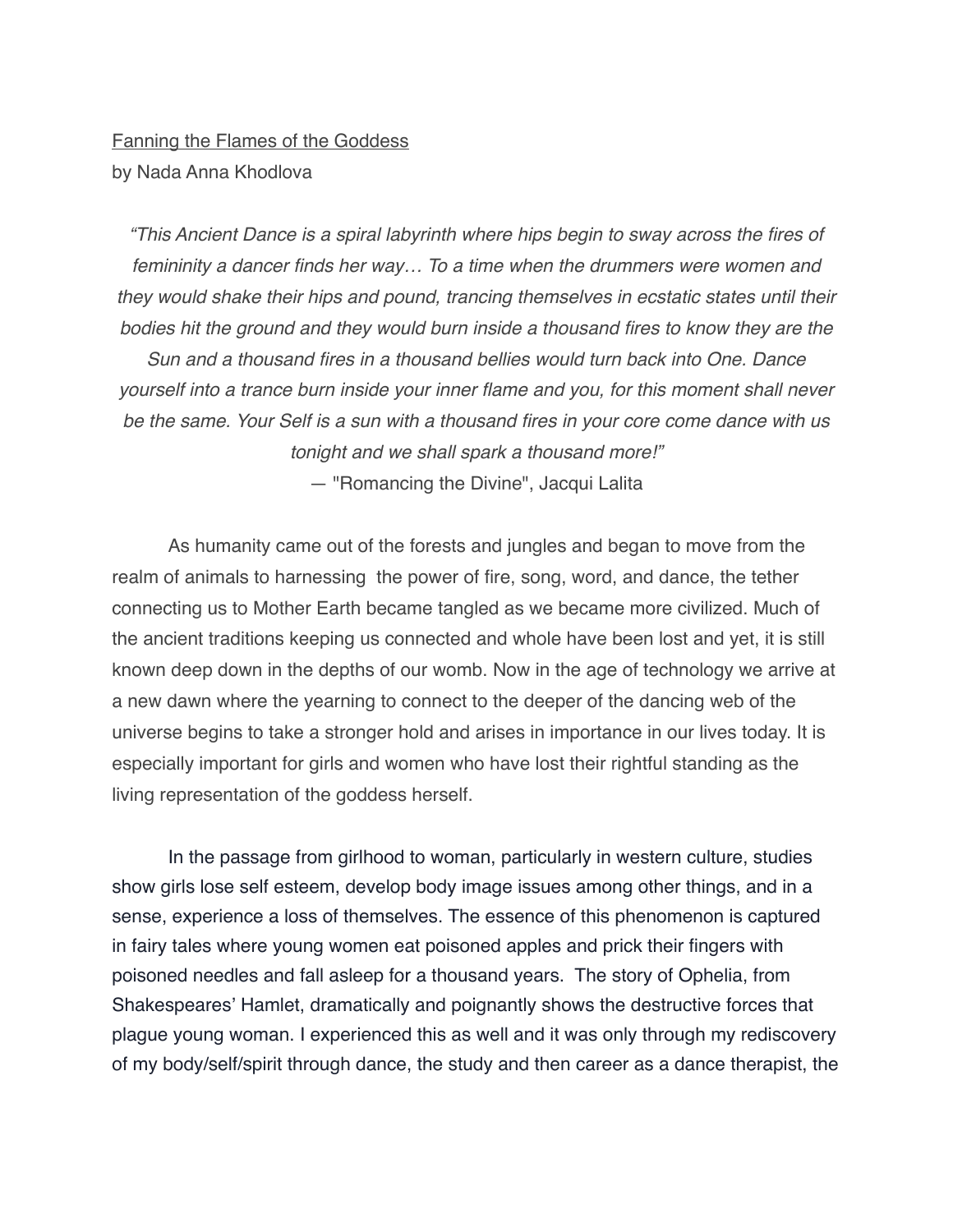Fanning the Flames of the Goddess

by Nada Anna Khodlova

*"This Ancient Dance is a spiral labyrinth where hips begin to sway across the fires of femininity a dancer finds her way… To a time when the drummers were women and they would shake their hips and pound, trancing themselves in ecstatic states until their bodies hit the ground and they would burn inside a thousand fires to know they are the Sun and a thousand fires in a thousand bellies would turn back into One. Dance yourself into a trance burn inside your inner flame and you, for this moment shall never be the same. Your Self is a sun with a thousand fires in your core come dance with us tonight and we shall spark a thousand more!"*

— "Romancing the Divine", Jacqui Lalita

As humanity came out of the forests and jungles and began to move from the realm of animals to harnessing the power of fire, song, word, and dance, the tether connecting us to Mother Earth became tangled as we became more civilized. Much of the ancient traditions keeping us connected and whole have been lost and yet, it is still known deep down in the depths of our womb. Now in the age of technology we arrive at a new dawn where the yearning to connect to the deeper of the dancing web of the universe begins to take a stronger hold and arises in importance in our lives today. It is especially important for girls and women who have lost their rightful standing as the living representation of the goddess herself.

In the passage from girlhood to woman, particularly in western culture, studies show girls lose self esteem, develop body image issues among other things, and in a sense, experience a loss of themselves. The essence of this phenomenon is captured in fairy tales where young women eat poisoned apples and prick their fingers with poisoned needles and fall asleep for a thousand years. The story of Ophelia, from Shakespeares' Hamlet, dramatically and poignantly shows the destructive forces that plague young woman. I experienced this as well and it was only through my rediscovery of my body/self/spirit through dance, the study and then career as a dance therapist, the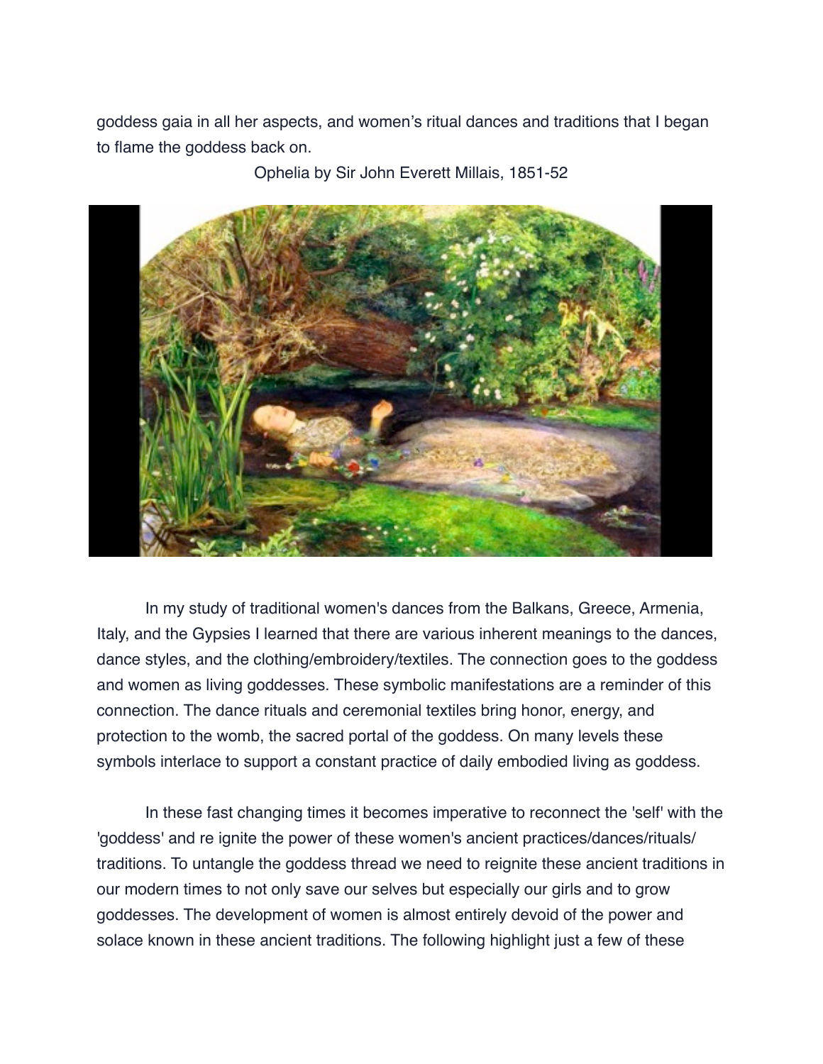goddess gaia in all her aspects, and women's ritual dances and traditions that I began to flame the goddess back on.

Ophelia by Sir John Everett Millais, 1851-52

In my study of traditional women's dances from the Balkans, Greece, Armenia, Italy, and the Gypsies I learned that there are various inherent meanings to the dances, dance styles, and the clothing/embroidery/textiles. The connection goes to the goddess and women as living goddesses. These symbolic manifestations are a reminder of this connection. The dance rituals and ceremonial textiles bring honor, energy, and protection to the womb, the sacred portal of the goddess. On many levels these symbols interlace to support a constant practice of daily embodied living as goddess.

In these fast changing times it becomes imperative to reconnect the 'self' with the 'goddess' and re ignite the power of these women's ancient practices/dances/rituals/traditions. To untangle the goddess thread we need to reignite these ancient traditions in our modern times to not only save our selves but especially our girls and to grow goddesses. The development of women is almost entirely devoid of the power and solace known in these ancient traditions. The following highlight just a few of these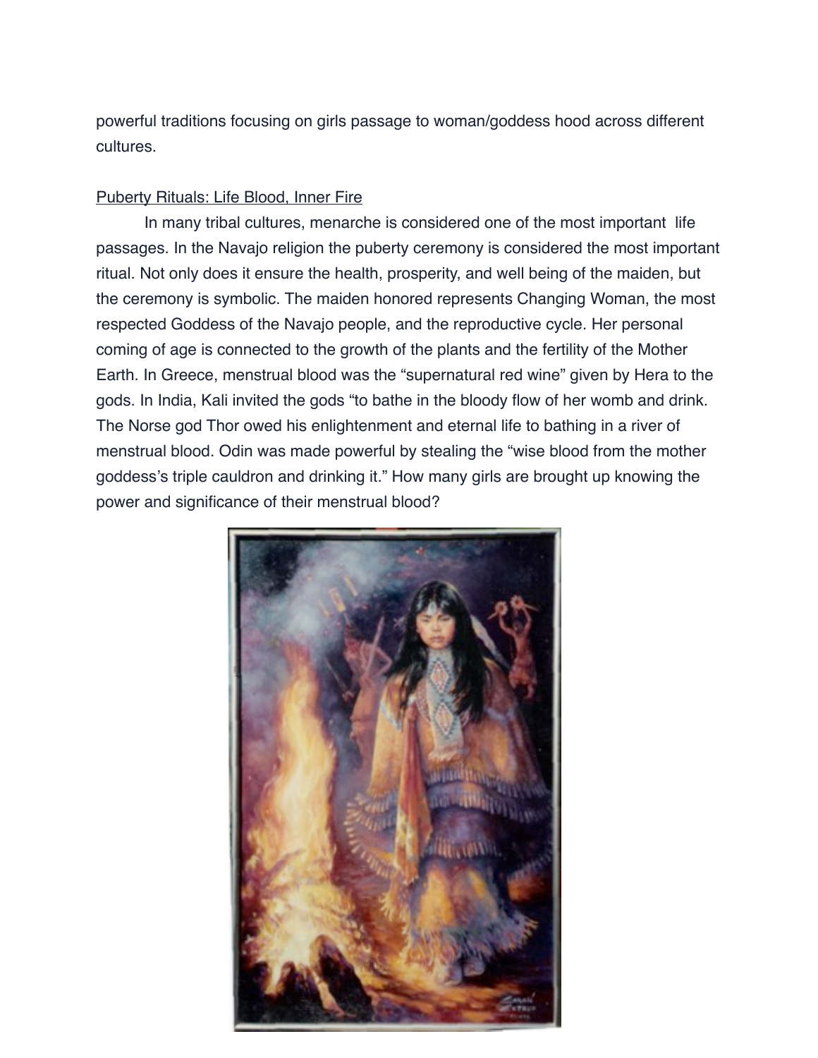powerful traditions focusing on girls passage to woman/goddess hood across different cultures.

Puberty Rituals: Life Blood, Inner Fire

In many tribal cultures, menarche is considered one of the most important life passages. In the Navajo religion the puberty ceremony is considered the most important ritual. Not only does it ensure the health, prosperity, and well being of the maiden, but the ceremony is symbolic. The maiden honored represents Changing Woman, the most respected Goddess of the Navajo people, and the reproductive cycle. Her personal coming of age is connected to the growth of the plants and the fertility of the Mother Earth. In Greece, menstrual blood was the "supernatural red wine" given by Hera to the gods. In India, Kali invited the gods "to bathe in the bloody flow of her womb and drink. The Norse god Thor owed his enlightenment and eternal life to bathing in a river of menstrual blood. Odin was made powerful by stealing the "wise blood from the mother goddess's triple cauldron and drinking it." How many girls are brought up knowing the power and significance of their menstrual blood?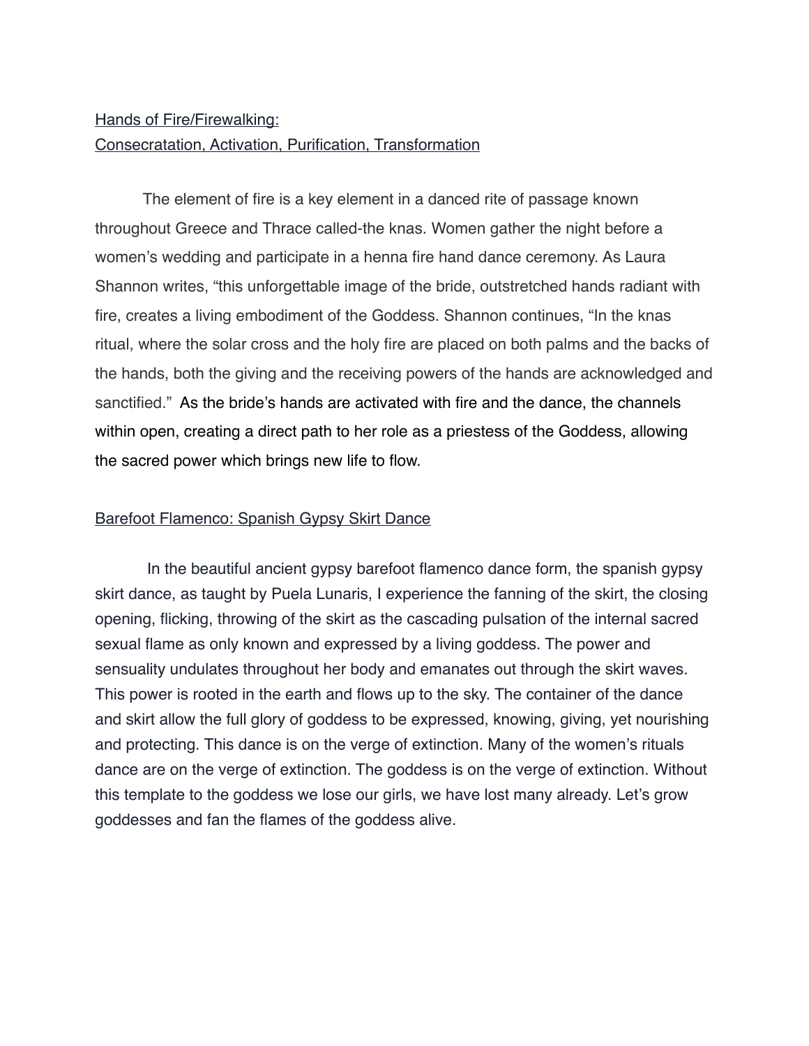Hands of Fire/Firewalking:
Consecratation, Activation, Purification, Transformation

The element of fire is a key element in a danced rite of passage known throughout Greece and Thrace called-the knas. Women gather the night before a women's wedding and participate in a henna fire hand dance ceremony. As Laura Shannon writes, "this unforgettable image of the bride, outstretched hands radiant with fire, creates a living embodiment of the Goddess. Shannon continues, "In the knas ritual, where the solar cross and the holy fire are placed on both palms and the backs of the hands, both the giving and the receiving powers of the hands are acknowledged and sanctified." As the bride's hands are activated with fire and the dance, the channels within open, creating a direct path to her role as a priestess of the Goddess, allowing the sacred power which brings new life to flow.

Barefoot Flamenco: Spanish Gypsy Skirt Dance

In the beautiful ancient gypsy barefoot flamenco dance form, the spanish gypsy skirt dance, as taught by Puela Lunaris, I experience the fanning of the skirt, the closing opening, flicking, throwing of the skirt as the cascading pulsation of the internal sacred sexual flame as only known and expressed by a living goddess. The power and sensuality undulates throughout her body and emanates out through the skirt waves. This power is rooted in the earth and flows up to the sky. The container of the dance and skirt allow the full glory of goddess to be expressed, knowing, giving, yet nourishing and protecting. This dance is on the verge of extinction. Many of the women's rituals dance are on the verge of extinction. The goddess is on the verge of extinction. Without this template to the goddess we lose our girls, we have lost many already. Let's grow goddesses and fan the flames of the goddess alive.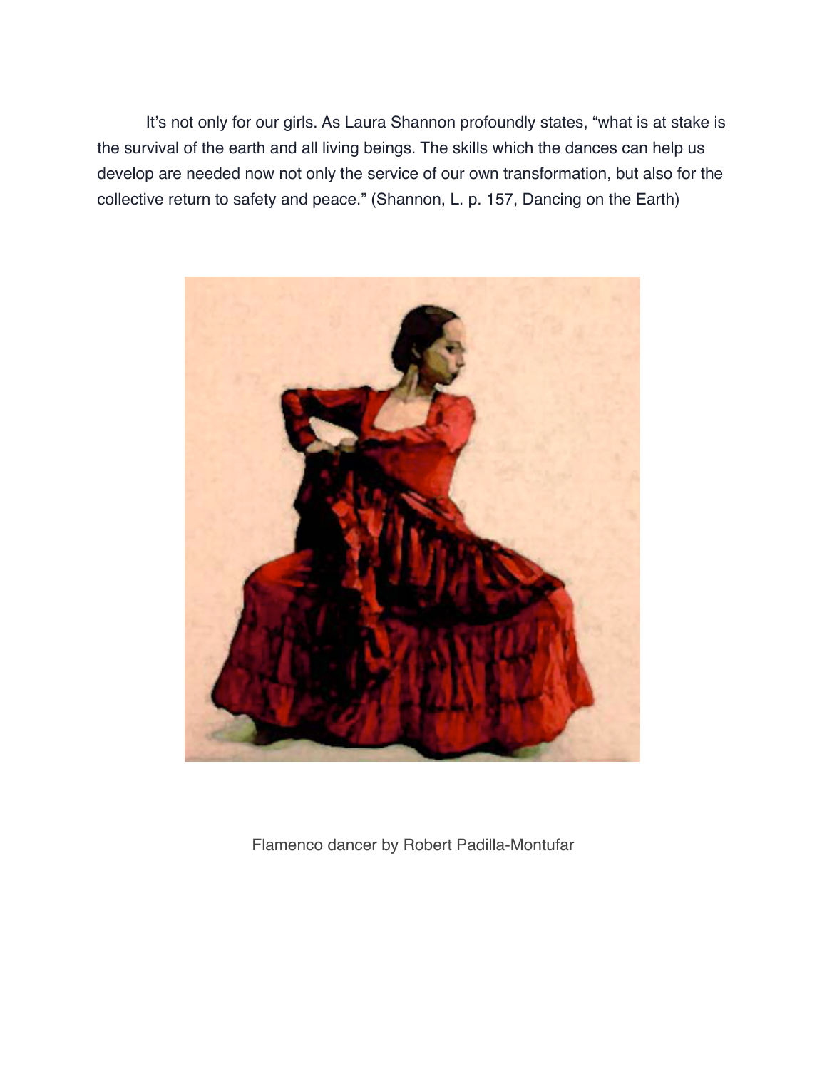It's not only for our girls. As Laura Shannon profoundly states, "what is at stake is the survival of the earth and all living beings. The skills which the dances can help us develop are needed now not only the service of our own transformation, but also for the collective return to safety and peace." (Shannon, L. p. 157, Dancing on the Earth)

Flamenco dancer by Robert Padilla-Montufar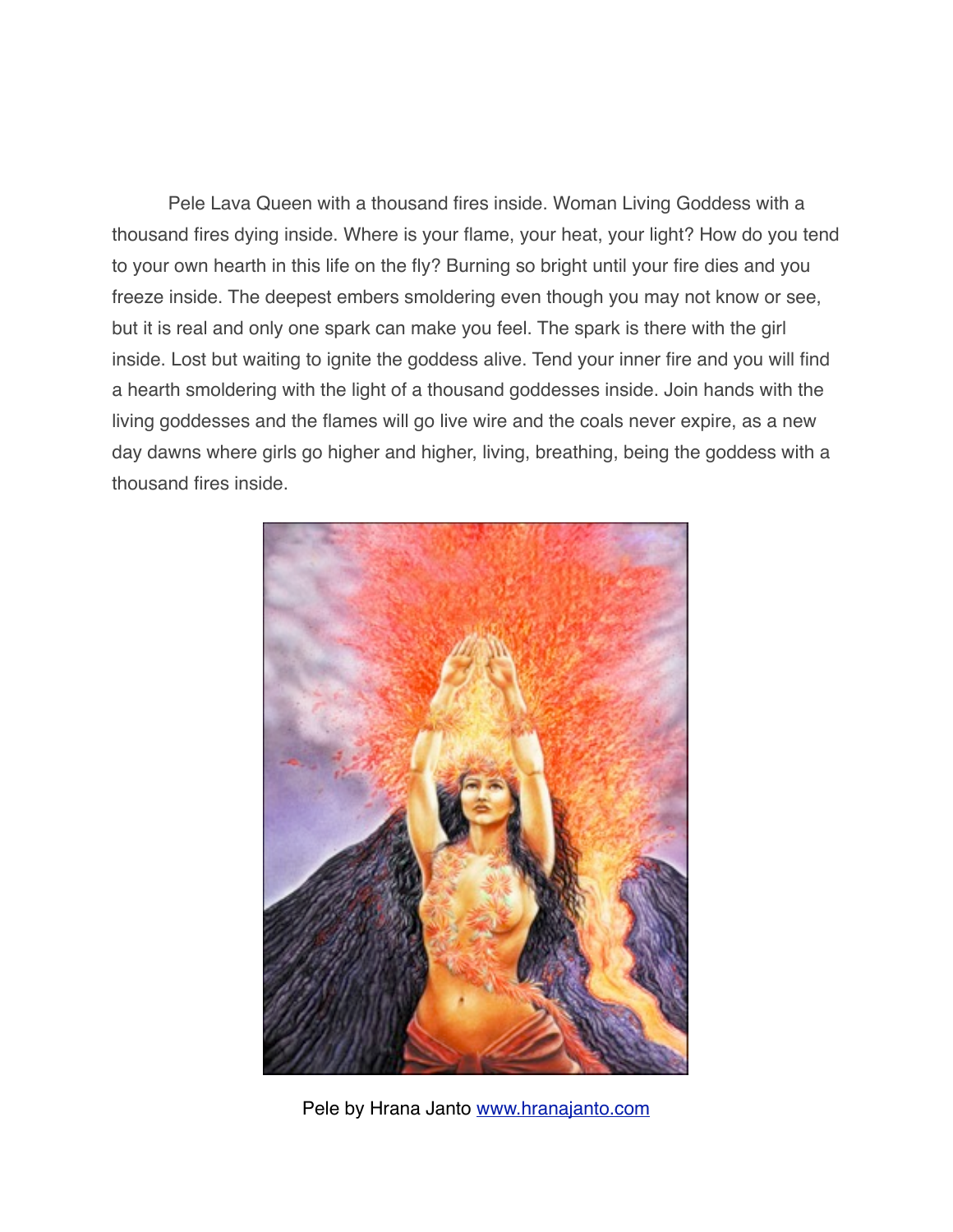Pele Lava Queen with a thousand fires inside. Woman Living Goddess with a thousand fires dying inside. Where is your flame, your heat, your light? How do you tend to your own hearth in this life on the fly? Burning so bright until your fire dies and you freeze inside. The deepest embers smoldering even though you may not know or see, but it is real and only one spark can make you feel. The spark is there with the girl inside. Lost but waiting to ignite the goddess alive. Tend your inner fire and you will find a hearth smoldering with the light of a thousand goddesses inside. Join hands with the living goddesses and the flames will go live wire and the coals never expire, as a new day dawns where girls go higher and higher, living, breathing, being the goddess with a thousand fires inside.

Pele by Hrana Janto [www.hranajanto.com](http://www.hranajanto.com)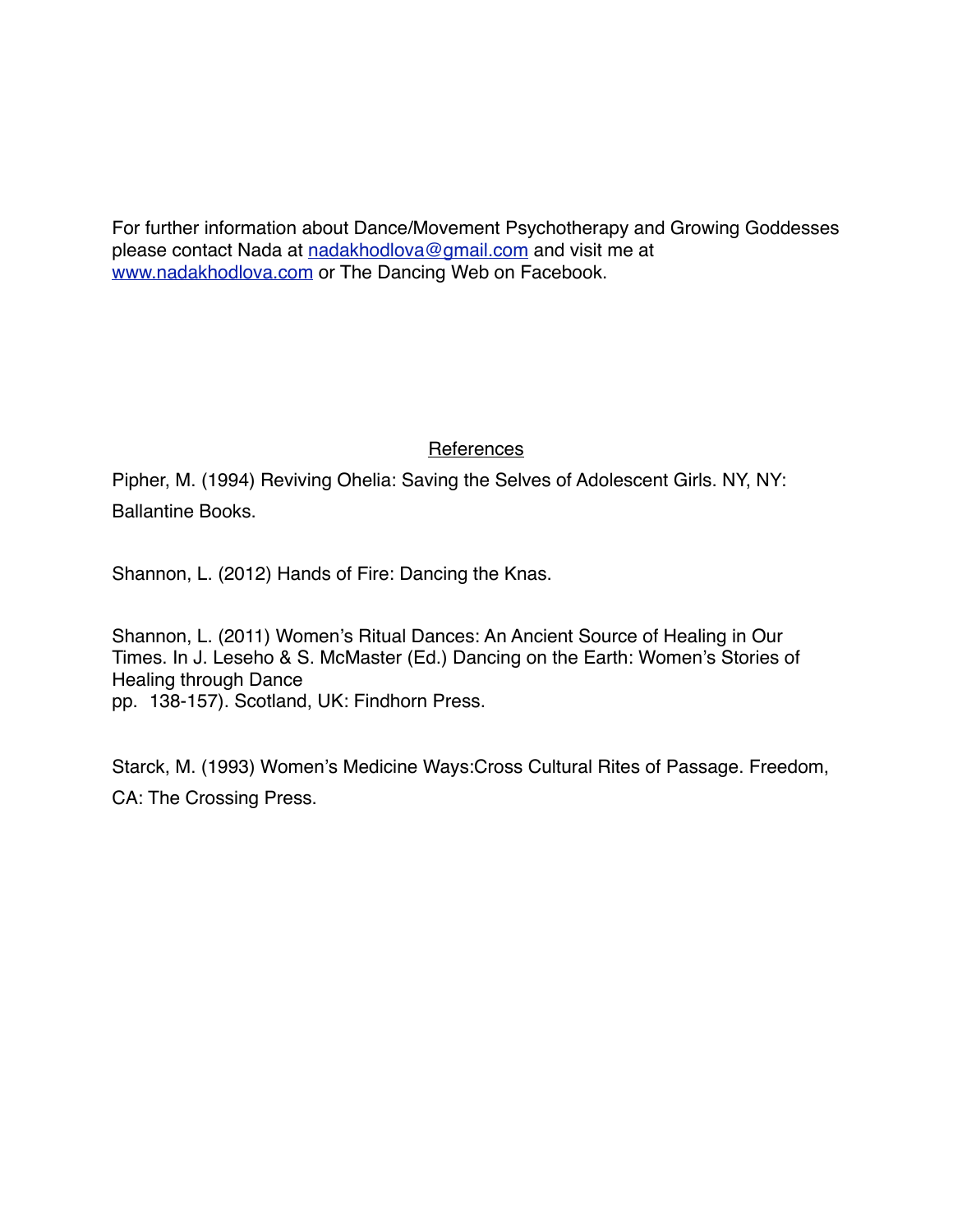For further information about Dance/Movement Psychotherapy and Growing Goddesses please contact Nada at [nadakhodlova@gmail.com](mailto:nadakhodlova@gmail.com) and visit me at [www.nadakhodlova.com](http://www.nadakhodlova.com) or The Dancing Web on Facebook.

## References

Pipher, M. (1994) Reviving Ohelia: Saving the Selves of Adolescent Girls. NY, NY: Ballantine Books.

Shannon, L. (2012) Hands of Fire: Dancing the Knas.

Shannon, L. (2011) Women's Ritual Dances: An Ancient Source of Healing in Our Times. In J. Leseho & S. McMaster (Ed.) Dancing on the Earth: Women's Stories of Healing through Dance
pp. 138-157). Scotland, UK: Findhorn Press.

Starck, M. (1993) Women's Medicine Ways:Cross Cultural Rites of Passage. Freedom, CA: The Crossing Press.